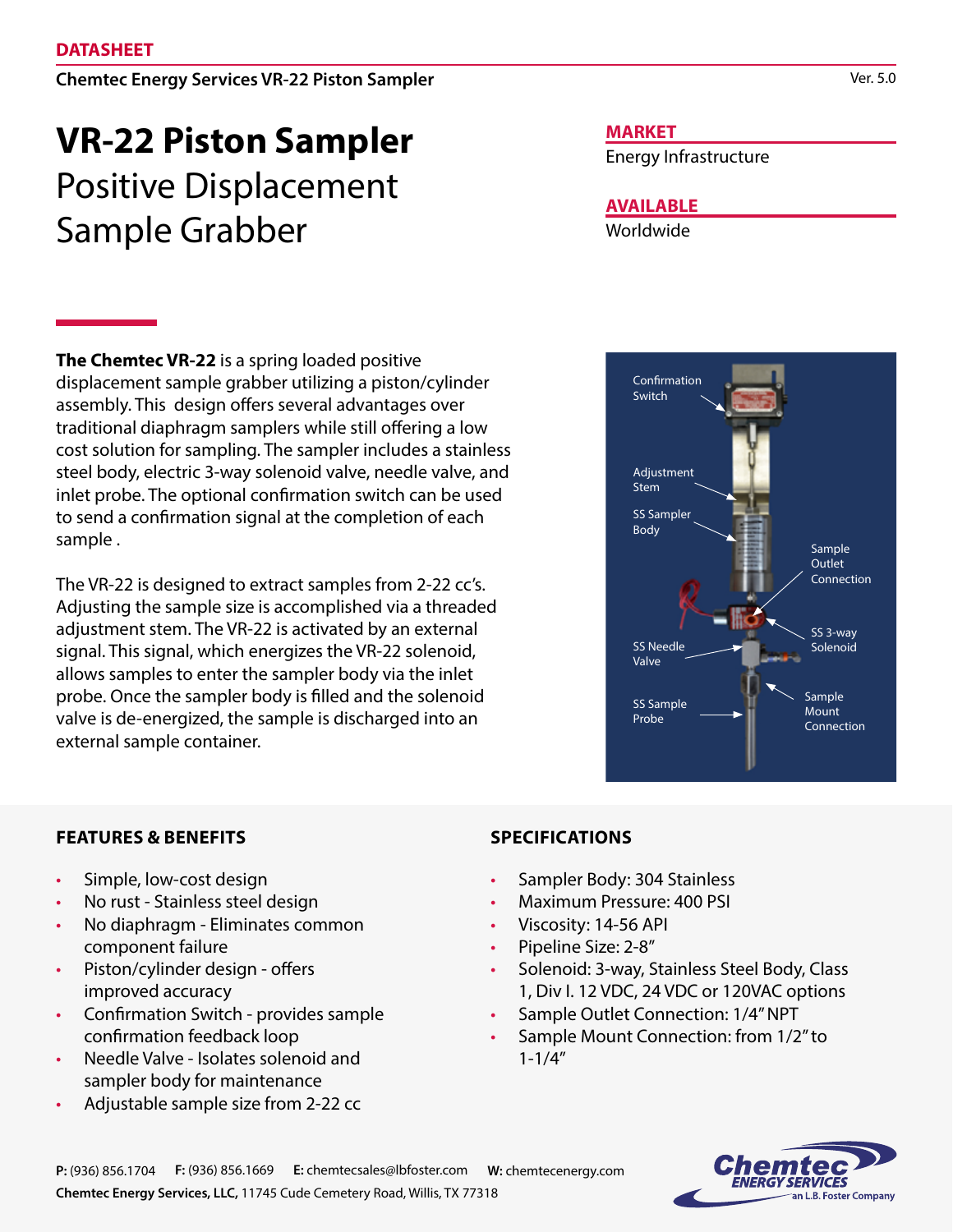**DATASHEET**

**Chemtec Energy Services VR-22 Piston Sampler**

Ver. 5.0

# VR-22 Piston Sampler

## Positive Displacement Sample Grabber

**MARKET**

Energy Infrastructure

**AVAILABLE**

Worldwide

**The Chemtec VR-22** is a spring loaded positive displacement sample grabber utilizing a piston/cylinder assembly. This design offers several advantages over traditional diaphragm samplers while still offering a low cost solution for sampling. The sampler includes a stainless steel body, electric 3-way solenoid valve, needle valve, and inlet probe. The optional confirmation switch can be used to send a confirmation signal at the completion of each sample .

The VR-22 is designed to extract samples from 2-22 cc's. Adjusting the sample size is accomplished via a threaded adjustment stem. The VR-22 is activated by an external signal. This signal, which energizes the VR-22 solenoid, allows samples to enter the sampler body via the inlet probe. Once the sampler body is filled and the solenoid valve is de-energized, the sample is discharged into an external sample container.

Confirmation Switch

Adjustment Stem

SS Sampler Body

Sample Outlet Connection

SS 3-way Solenoid

SS Needle Valve

SS Sample Probe

Sample Mount Connection

## FEATURES & BENEFITS

- Simple, low-cost design
- No rust - Stainless steel design
- No diaphragm - Eliminates common component failure
- Piston/cylinder design - offers improved accuracy
- Confirmation Switch - provides sample confirmation feedback loop
- Needle Valve - Isolates solenoid and sampler body for maintenance
- Adjustable sample size from 2-22 cc

## SPECIFICATIONS

- Sampler Body: 304 Stainless
- Maximum Pressure: 400 PSI
- Viscosity: 14-56 API
- Pipeline Size: 2-8"
- Solenoid: 3-way, Stainless Steel Body, Class 1, Div I. 12 VDC, 24 VDC or 120VAC options
- Sample Outlet Connection: 1/4" NPT
- Sample Mount Connection: from 1/2" to 1-1/4"

**P:** (936) 856.1704 **F:** (936) 856.1669 **E:** chemtecsales@lbfoster.com **W:** chemtecenergy.com

**Chemtec Energy Services, LLC,** 11745 Cude Cemetery Road, Willis, TX 77318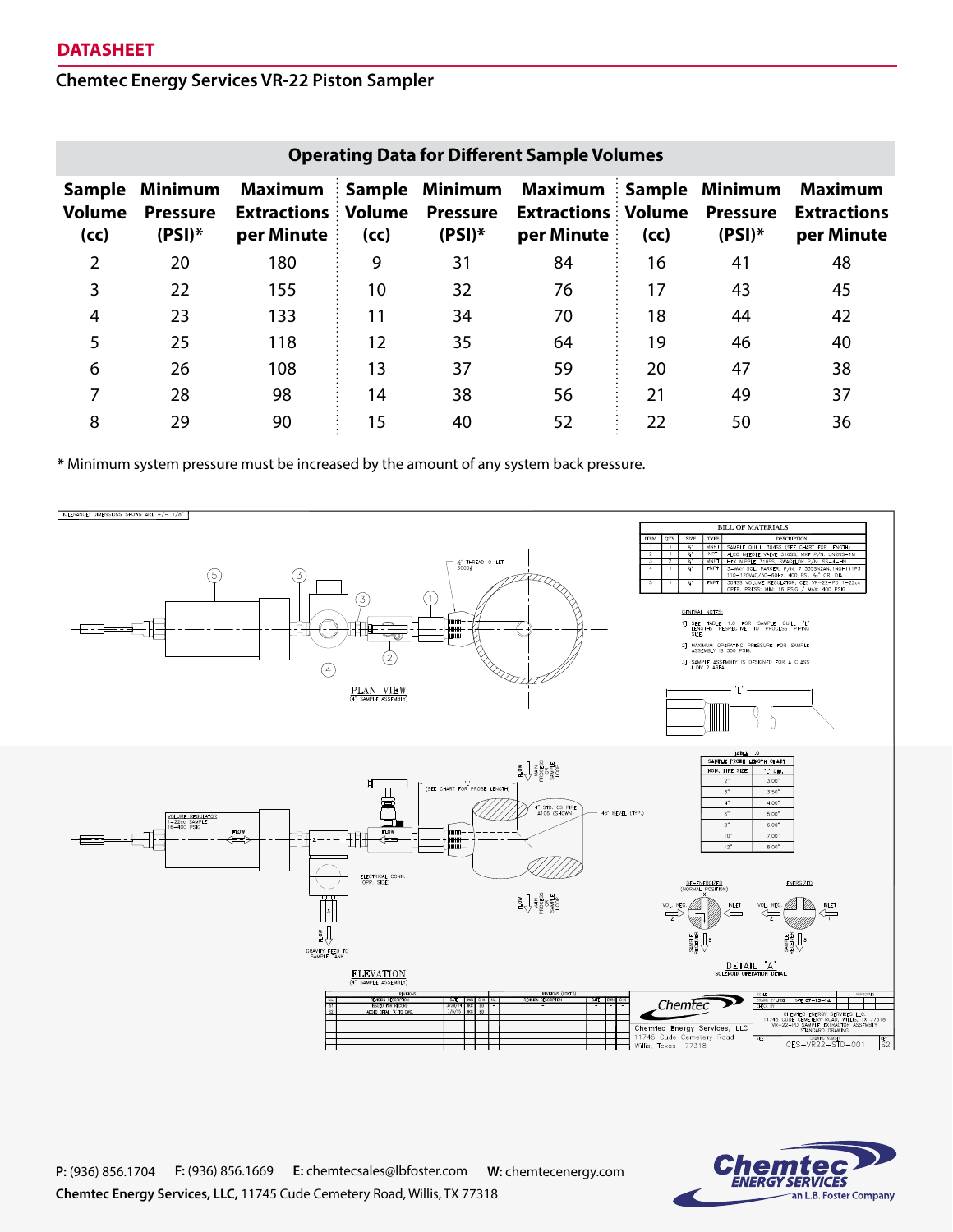**DATASHEET**

## Chemtec Energy Services VR-22 Piston Sampler

### Operating Data for Different Sample Volumes

| Sample Volume (cc) | Minimum Pressure (PSI)* | Maximum Extractions per Minute | Sample Volume (cc) | Minimum Pressure (PSI)* | Maximum Extractions per Minute | Sample Volume (cc) | Minimum Pressure (PSI)* | Maximum Extractions per Minute |
|---|---|---|---|---|---|---|---|---|
| 2 | 20 | 180 | 9 | 31 | 84 | 16 | 41 | 48 |
| 3 | 22 | 155 | 10 | 32 | 76 | 17 | 43 | 45 |
| 4 | 23 | 133 | 11 | 34 | 70 | 18 | 44 | 42 |
| 5 | 25 | 118 | 12 | 35 | 64 | 19 | 46 | 40 |
| 6 | 26 | 108 | 13 | 37 | 59 | 20 | 47 | 38 |
| 7 | 28 | 98 | 14 | 38 | 56 | 21 | 49 | 37 |
| 8 | 29 | 90 | 15 | 40 | 52 | 22 | 50 | 36 |

* Minimum system pressure must be increased by the amount of any system back pressure.

TOLERANCE: DIMENSIONS SHOWN ARE +/- 1/8"

BILL OF MATERIALS

| ITEM | QTY. | SIZE | TYPE | DESCRIPTION |
|---|---|---|---|---|
| 1 | 1 | ½" | MNPT | SAMPLE QUILL, 304SS (SEE CHART FOR LENGTH) |
| 2 | 1 | ¾" | NPT | ALCO NEEDLE VALVE 316SS, MKF P/N: UN2NS-1M |
| 3 | 2 | ¾" | MNPT | HEX NIPPLE, 316SS, SWAGELOK P/N: SS-4-HN |
| 4 | 1 | ¾" | FNPT | 3-WAY SOL. PARKER, P/N: 71335SN2ANJ1NOH111P3<br>110-120VAC/50-60HZ, 400 PSI, ¾" OR, DIL |
| 5 | 1 | ¾" | FNPT | 304SS VOLUME REGULATOR, CES VR-22-PO, 1-22cc<br>OPER. PRESS. MIN: 16 PSIG / MAX: 400 PSIG |

GENERAL NOTES:

1] SEE TABLE 1.0 FOR SAMPLE QUILL "L" LENGTHS RESPECTIVE TO PROCESS PIPING SIZE.

2] MAXIMUM OPERATING PRESSURE FOR SAMPLE ASSEMBLY IS 300 PSIG.

3] SAMPLE ASSEMBLY IS DESIGNED FOR A CLASS I DIV 2 AREA.

TABLE 1.0

SAMPLE PROBE LENGTH CHART

| NOM. PIPE SIZE | "L" DIM. |
|---|---|
| 2" | 3.00" |
| 3" | 3.50" |
| 4" | 4.00" |
| 6" | 5.00" |
| 8" | 6.00" |
| 10" | 7.00" |
| 12" | 8.00" |

½" THREAD-O-LET 3000#

PLAN VIEW (4" SAMPLE ASSEMBLY)

"L" (SEE CHART FOR PROBE LENGTH)

4" STD. CS PIPE 4105 (SHOWN)

45° BEVEL (TYP.)

VOLUME REGULATOR 1-22cc SAMPLE 16-400 PSIG

FLOW

ELECTRICAL CONN. (OPP. SIDE)

FLOW MAIN PROCESS OR SAMPLE LOOP

GRAVITY FEED TO SAMPLE TANK

ELEVATION (4" SAMPLE ASSEMBLY)

DE-ENERGIZED (NORMAL POSITION)

ENERGIZED

VOL. REG.

INLET

SAMPLE RECEIVER

DETAIL "A" SOLENOID OPERATION DETAIL

Chemtec Energy Services, LLC
11745 Cude Cemetery Road
Willis, Texas 77318

CHEMTEC ENERGY SERVICES, LLC
11745 CUDE CEMETERY ROAD, WILLIS, TX 77318
VR-22-PO SAMPLE EXTRACTOR ASSEMBLY
STANDARD DRAWING

CES-VR22-STD-001

**P:** (936) 856.1704 **F:** (936) 856.1669 **E:** chemtecsales@lbfoster.com **W:** chemtecenergy.com

**Chemtec Energy Services, LLC,** 11745 Cude Cemetery Road, Willis, TX 77318

Chemtec ENERGY SERVICES an L.B. Foster Company